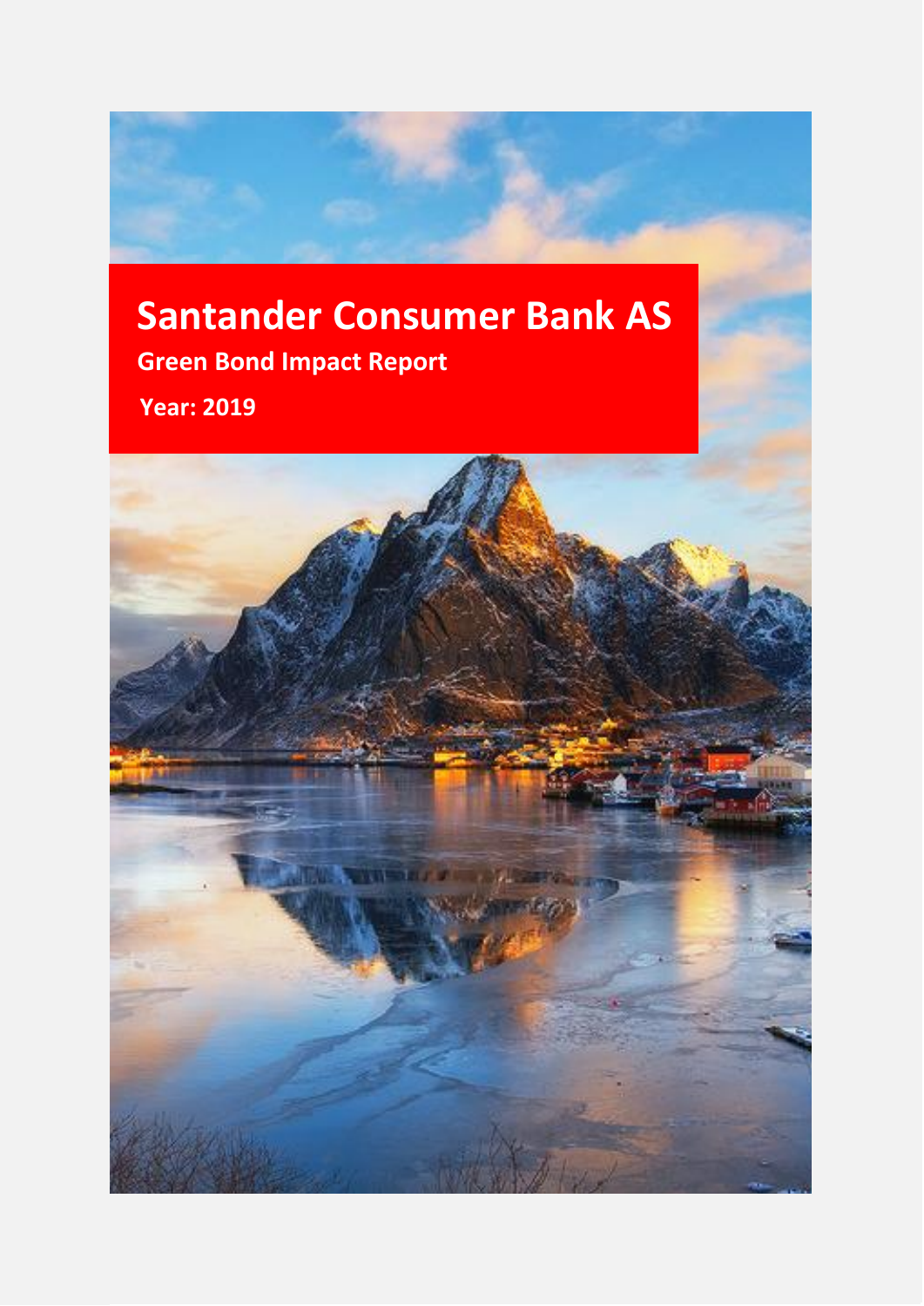# Santander Consumer Bank AS

## Green Bond Impact Report

**Year: 2019**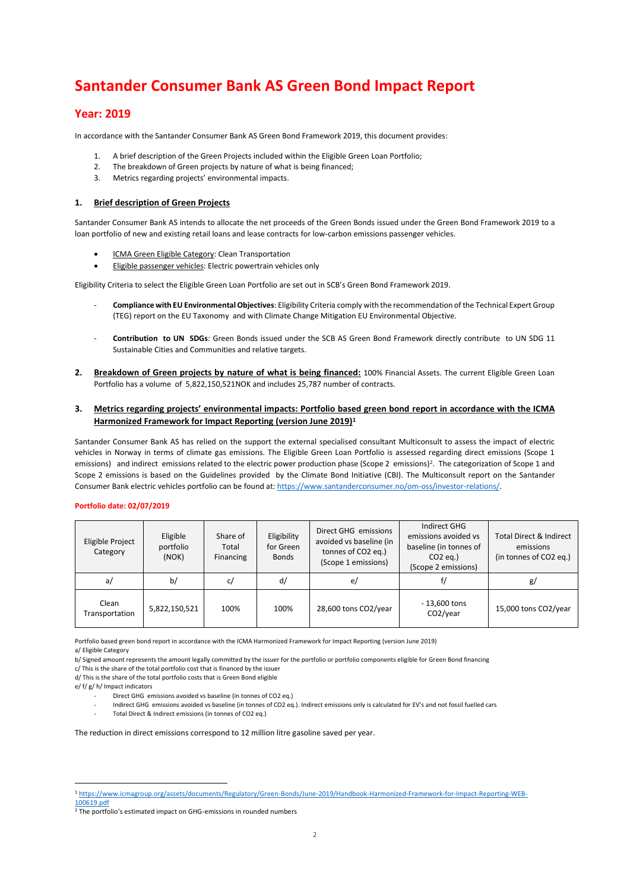# Santander Consumer Bank AS Green Bond Impact Report

## Year: 2019

In accordance with the Santander Consumer Bank AS Green Bond Framework 2019, this document provides:

1. A brief description of the Green Projects included within the Eligible Green Loan Portfolio;
2. The breakdown of Green projects by nature of what is being financed;
3. Metrics regarding projects' environmental impacts.

### 1. Brief description of Green Projects

Santander Consumer Bank AS intends to allocate the net proceeds of the Green Bonds issued under the Green Bond Framework 2019 to a loan portfolio of new and existing retail loans and lease contracts for low-carbon emissions passenger vehicles.

- ICMA Green Eligible Category: Clean Transportation
- Eligible passenger vehicles: Electric powertrain vehicles only

Eligibility Criteria to select the Eligible Green Loan Portfolio are set out in SCB's Green Bond Framework 2019.

- **Compliance with EU Environmental Objectives**: Eligibility Criteria comply with the recommendation of the Technical Expert Group (TEG) report on the EU Taxonomy and with Climate Change Mitigation EU Environmental Objective.
- **Contribution to UN SDGs**: Green Bonds issued under the SCB AS Green Bond Framework directly contribute to UN SDG 11 Sustainable Cities and Communities and relative targets.

### 2. Breakdown of Green projects by nature of what is being financed:

100% Financial Assets. The current Eligible Green Loan Portfolio has a volume of 5,822,150,521NOK and includes 25,787 number of contracts.

### 3. Metrics regarding projects' environmental impacts: Portfolio based green bond report in accordance with the ICMA Harmonized Framework for Impact Reporting (version June 2019)[1]

Santander Consumer Bank AS has relied on the support the external specialised consultant Multiconsult to assess the impact of electric vehicles in Norway in terms of climate gas emissions. The Eligible Green Loan Portfolio is assessed regarding direct emissions (Scope 1 emissions) and indirect emissions related to the electric power production phase (Scope 2 emissions)[2]. The categorization of Scope 1 and Scope 2 emissions is based on the Guidelines provided by the Climate Bond Initiative (CBI). The Multiconsult report on the Santander Consumer Bank electric vehicles portfolio can be found at: https://www.santanderconsumer.no/om-oss/investor-relations/.

**Portfolio date: 02/07/2019**

| Eligible Project Category | Eligible portfolio (NOK) | Share of Total Financing | Eligibility for Green Bonds | Direct GHG emissions avoided vs baseline (in tonnes of CO2 eq.) (Scope 1 emissions) | Indirect GHG emissions avoided vs baseline (in tonnes of CO2 eq.) (Scope 2 emissions) | Total Direct & Indirect emissions (in tonnes of CO2 eq.) |
|---|---|---|---|---|---|---|
| a/ | b/ | c/ | d/ | e/ | f/ | g/ |
| Clean Transportation | 5,822,150,521 | 100% | 100% | 28,600 tons CO2/year | - 13,600 tons CO2/year | 15,000 tons CO2/year |

Portfolio based green bond report in accordance with the ICMA Harmonized Framework for Impact Reporting (version June 2019)

a/ Eligible Category

b/ Signed amount represents the amount legally committed by the issuer for the portfolio or portfolio components eligible for Green Bond financing

c/ This is the share of the total portfolio cost that is financed by the issuer

d/ This is the share of the total portfolio costs that is Green Bond eligible

e/ f/ g/ h/ Impact indicators

- Direct GHG emissions avoided vs baseline (in tonnes of CO2 eq.)
- Indirect GHG emissions avoided vs baseline (in tonnes of CO2 eq.). Indirect emissions only is calculated for EV's and not fossil fuelled cars
- Total Direct & Indirect emissions (in tonnes of CO2 eq.)

The reduction in direct emissions correspond to 12 million litre gasoline saved per year.

[1] https://www.icmagroup.org/assets/documents/Regulatory/Green-Bonds/June-2019/Handbook-Harmonized-Framework-for-Impact-Reporting-WEB-100619.pdf

[2] The portfolio's estimated impact on GHG-emissions in rounded numbers